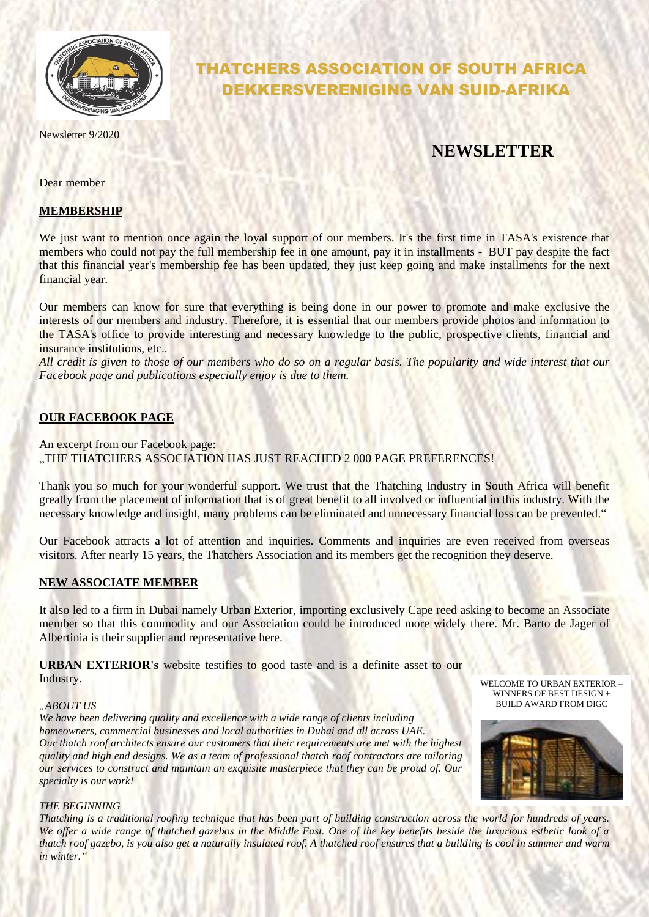# THATCHERS ASSOCIATION OF SOUTH AFRICA
# DEKKERSVERENIGING VAN SUID-AFRIKA

Newsletter 9/2020

## NEWSLETTER

Dear member

**MEMBERSHIP**

We just want to mention once again the loyal support of our members. It's the first time in TASA's existence that members who could not pay the full membership fee in one amount, pay it in installments - BUT pay despite the fact that this financial year's membership fee has been updated, they just keep going and make installments for the next financial year.

Our members can know for sure that everything is being done in our power to promote and make exclusive the interests of our members and industry. Therefore, it is essential that our members provide photos and information to the TASA's office to provide interesting and necessary knowledge to the public, prospective clients, financial and insurance institutions, etc..

*All credit is given to those of our members who do so on a regular basis. The popularity and wide interest that our Facebook page and publications especially enjoy is due to them.*

**OUR FACEBOOK PAGE**

An excerpt from our Facebook page:
„THE THATCHERS ASSOCIATION HAS JUST REACHED 2 000 PAGE PREFERENCES!

Thank you so much for your wonderful support. We trust that the Thatching Industry in South Africa will benefit greatly from the placement of information that is of great benefit to all involved or influential in this industry. With the necessary knowledge and insight, many problems can be eliminated and unnecessary financial loss can be prevented."

Our Facebook attracts a lot of attention and inquiries. Comments and inquiries are even received from overseas visitors. After nearly 15 years, the Thatchers Association and its members get the recognition they deserve.

**NEW ASSOCIATE MEMBER**

It also led to a firm in Dubai namely Urban Exterior, importing exclusively Cape reed asking to become an Associate member so that this commodity and our Association could be introduced more widely there. Mr. Barto de Jager of Albertinia is their supplier and representative here.

**URBAN EXTERIOR's** website testifies to good taste and is a definite asset to our Industry.

WELCOME TO URBAN EXTERIOR – WINNERS OF BEST DESIGN + BUILD AWARD FROM DIGC

*„ABOUT US*
*We have been delivering quality and excellence with a wide range of clients including homeowners, commercial businesses and local authorities in Dubai and all across UAE.*
*Our thatch roof architects ensure our customers that their requirements are met with the highest quality and high end designs. We as a team of professional thatch roof contractors are tailoring our services to construct and maintain an exquisite masterpiece that they can be proud of. Our specialty is our work!*

*THE BEGINNING*
*Thatching is a traditional roofing technique that has been part of building construction across the world for hundreds of years. We offer a wide range of thatched gazebos in the Middle East. One of the key benefits beside the luxurious esthetic look of a thatch roof gazebo, is you also get a naturally insulated roof. A thatched roof ensures that a building is cool in summer and warm in winter."*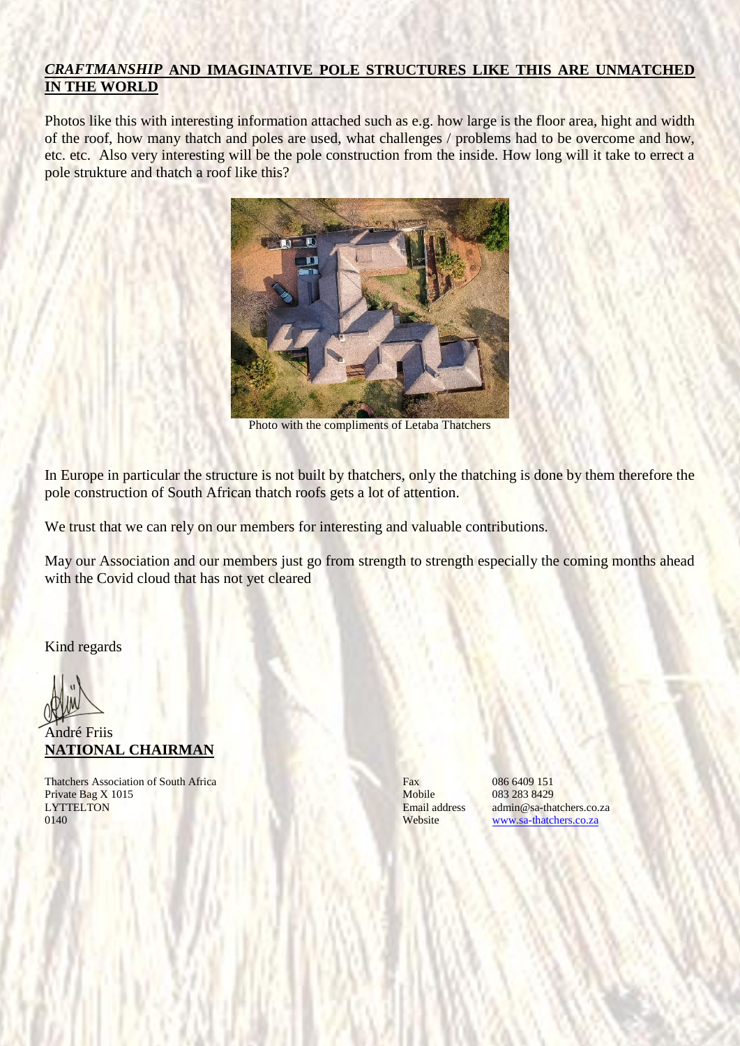## ***CRAFTMANSHIP*** **AND IMAGINATIVE POLE STRUCTURES LIKE THIS ARE UNMATCHED IN THE WORLD**

Photos like this with interesting information attached such as e.g. how large is the floor area, hight and width of the roof, how many thatch and poles are used, what challenges / problems had to be overcome and how, etc. etc. Also very interesting will be the pole construction from the inside. How long will it take to errect a pole strukture and thatch a roof like this?

Photo with the compliments of Letaba Thatchers

In Europe in particular the structure is not built by thatchers, only the thatching is done by them therefore the pole construction of South African thatch roofs gets a lot of attention.

We trust that we can rely on our members for interesting and valuable contributions.

May our Association and our members just go from strength to strength especially the coming months ahead with the Covid cloud that has not yet cleared

Kind regards

André Friis
**NATIONAL CHAIRMAN**

Thatchers Association of South Africa
Private Bag X 1015
LYTTELTON
0140

Fax 086 6409 151
Mobile 083 283 8429
Email address admin@sa-thatchers.co.za
Website www.sa-thatchers.co.za